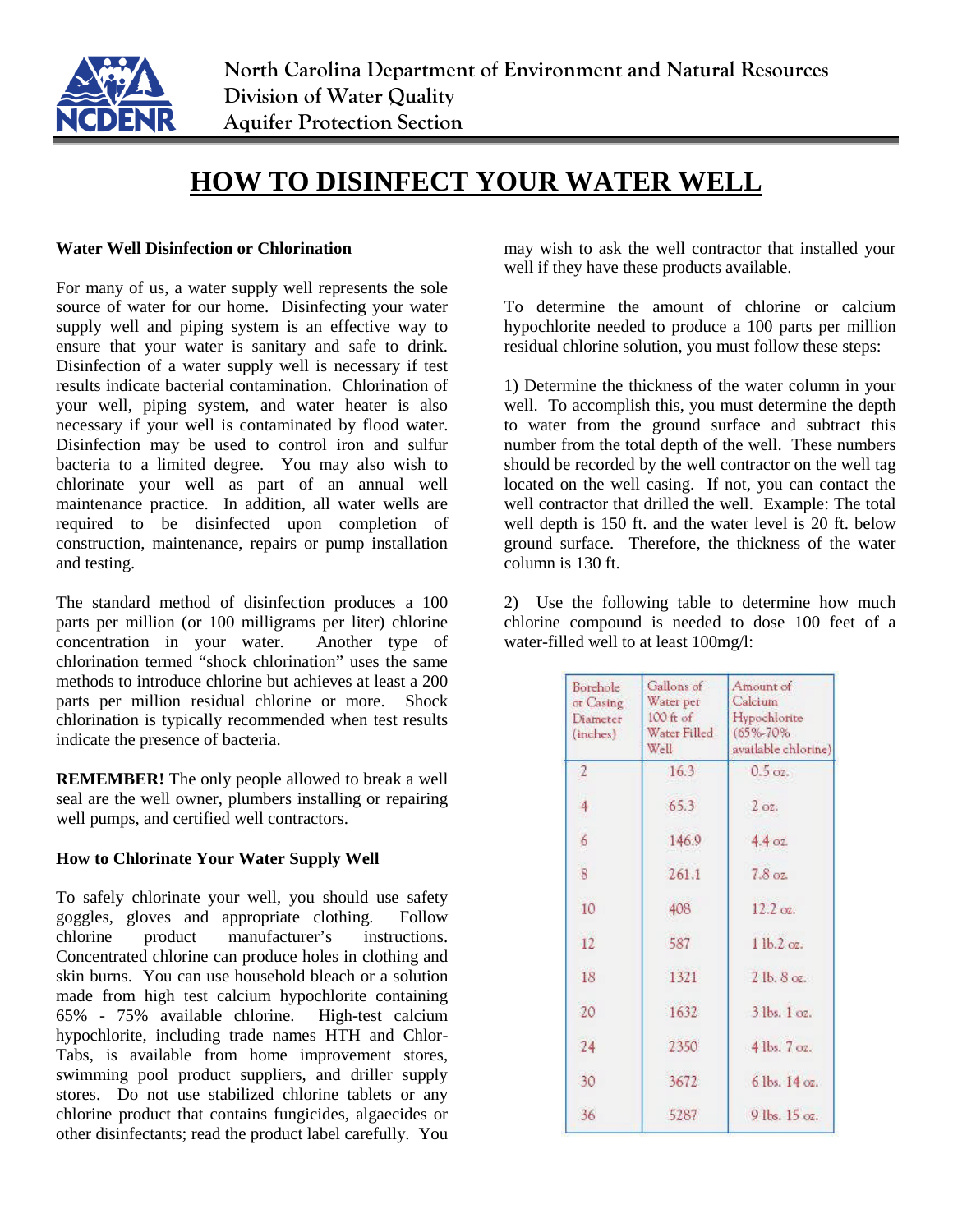North Carolina Department of Environment and Natural Resources
Division of Water Quality
Aquifer Protection Section

# HOW TO DISINFECT YOUR WATER WELL

### Water Well Disinfection or Chlorination

For many of us, a water supply well represents the sole source of water for our home. Disinfecting your water supply well and piping system is an effective way to ensure that your water is sanitary and safe to drink. Disinfection of a water supply well is necessary if test results indicate bacterial contamination. Chlorination of your well, piping system, and water heater is also necessary if your well is contaminated by flood water. Disinfection may be used to control iron and sulfur bacteria to a limited degree. You may also wish to chlorinate your well as part of an annual well maintenance practice. In addition, all water wells are required to be disinfected upon completion of construction, maintenance, repairs or pump installation and testing.

The standard method of disinfection produces a 100 parts per million (or 100 milligrams per liter) chlorine concentration in your water. Another type of chlorination termed "shock chlorination" uses the same methods to introduce chlorine but achieves at least a 200 parts per million residual chlorine or more. Shock chlorination is typically recommended when test results indicate the presence of bacteria.

**REMEMBER!** The only people allowed to break a well seal are the well owner, plumbers installing or repairing well pumps, and certified well contractors.

### How to Chlorinate Your Water Supply Well

To safely chlorinate your well, you should use safety goggles, gloves and appropriate clothing. Follow chlorine product manufacturer's instructions. Concentrated chlorine can produce holes in clothing and skin burns. You can use household bleach or a solution made from high test calcium hypochlorite containing 65% - 75% available chlorine. High-test calcium hypochlorite, including trade names HTH and Chlor-Tabs, is available from home improvement stores, swimming pool product suppliers, and driller supply stores. Do not use stabilized chlorine tablets or any chlorine product that contains fungicides, algaecides or other disinfectants; read the product label carefully. You may wish to ask the well contractor that installed your well if they have these products available.

To determine the amount of chlorine or calcium hypochlorite needed to produce a 100 parts per million residual chlorine solution, you must follow these steps:

1) Determine the thickness of the water column in your well. To accomplish this, you must determine the depth to water from the ground surface and subtract this number from the total depth of the well. These numbers should be recorded by the well contractor on the well tag located on the well casing. If not, you can contact the well contractor that drilled the well. Example: The total well depth is 150 ft. and the water level is 20 ft. below ground surface. Therefore, the thickness of the water column is 130 ft.

2) Use the following table to determine how much chlorine compound is needed to dose 100 feet of a water-filled well to at least 100mg/l:

| Borehole or Casing Diameter (inches) | Gallons of Water per 100 ft of Water Filled Well | Amount of Calcium Hypochlorite (65%-70% available chlorine) |
|---|---|---|
| 2 | 16.3 | 0.5 oz. |
| 4 | 65.3 | 2 oz. |
| 6 | 146.9 | 4.4 oz. |
| 8 | 261.1 | 7.8 oz. |
| 10 | 408 | 12.2 oz. |
| 12 | 587 | 1 lb.2 oz. |
| 18 | 1321 | 2 lb. 8 oz. |
| 20 | 1632 | 3 lbs. 1 oz. |
| 24 | 2350 | 4 lbs. 7 oz. |
| 30 | 3672 | 6 lbs. 14 oz. |
| 36 | 5287 | 9 lbs. 15 oz. |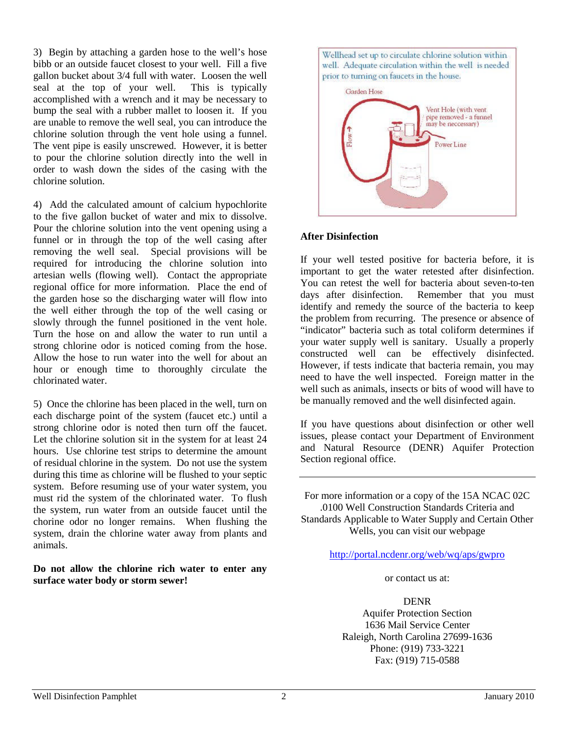3) Begin by attaching a garden hose to the well's hose bibb or an outside faucet closest to your well. Fill a five gallon bucket about 3/4 full with water. Loosen the well seal at the top of your well. This is typically accomplished with a wrench and it may be necessary to bump the seal with a rubber mallet to loosen it. If you are unable to remove the well seal, you can introduce the chlorine solution through the vent hole using a funnel. The vent pipe is easily unscrewed. However, it is better to pour the chlorine solution directly into the well in order to wash down the sides of the casing with the chlorine solution.

4) Add the calculated amount of calcium hypochlorite to the five gallon bucket of water and mix to dissolve. Pour the chlorine solution into the vent opening using a funnel or in through the top of the well casing after removing the well seal. Special provisions will be required for introducing the chlorine solution into artesian wells (flowing well). Contact the appropriate regional office for more information. Place the end of the garden hose so the discharging water will flow into the well either through the top of the well casing or slowly through the funnel positioned in the vent hole. Turn the hose on and allow the water to run until a strong chlorine odor is noticed coming from the hose. Allow the hose to run water into the well for about an hour or enough time to thoroughly circulate the chlorinated water.

5) Once the chlorine has been placed in the well, turn on each discharge point of the system (faucet etc.) until a strong chlorine odor is noted then turn off the faucet. Let the chlorine solution sit in the system for at least 24 hours. Use chlorine test strips to determine the amount of residual chlorine in the system. Do not use the system during this time as chlorine will be flushed to your septic system. Before resuming use of your water system, you must rid the system of the chlorinated water. To flush the system, run water from an outside faucet until the chorine odor no longer remains. When flushing the system, drain the chlorine water away from plants and animals.

**Do not allow the chlorine rich water to enter any surface water body or storm sewer!**

Wellhead set up to circulate chlorine solution within well. Adequate circulation within the well is needed prior to turning on faucets in the house.

Garden Hose

Flow

Vent Hole (with vent pipe removed - a funnel may be neccessary)

Power Line

**After Disinfection**

If your well tested positive for bacteria before, it is important to get the water retested after disinfection. You can retest the well for bacteria about seven-to-ten days after disinfection. Remember that you must identify and remedy the source of the bacteria to keep the problem from recurring. The presence or absence of "indicator" bacteria such as total coliform determines if your water supply well is sanitary. Usually a properly constructed well can be effectively disinfected. However, if tests indicate that bacteria remain, you may need to have the well inspected. Foreign matter in the well such as animals, insects or bits of wood will have to be manually removed and the well disinfected again.

If you have questions about disinfection or other well issues, please contact your Department of Environment and Natural Resource (DENR) Aquifer Protection Section regional office.

---

For more information or a copy of the 15A NCAC 02C .0100 Well Construction Standards Criteria and Standards Applicable to Water Supply and Certain Other Wells, you can visit our webpage

http://portal.ncdenr.org/web/wq/aps/gwpro

or contact us at:

DENR
Aquifer Protection Section
1636 Mail Service Center
Raleigh, North Carolina 27699-1636
Phone: (919) 733-3221
Fax: (919) 715-0588